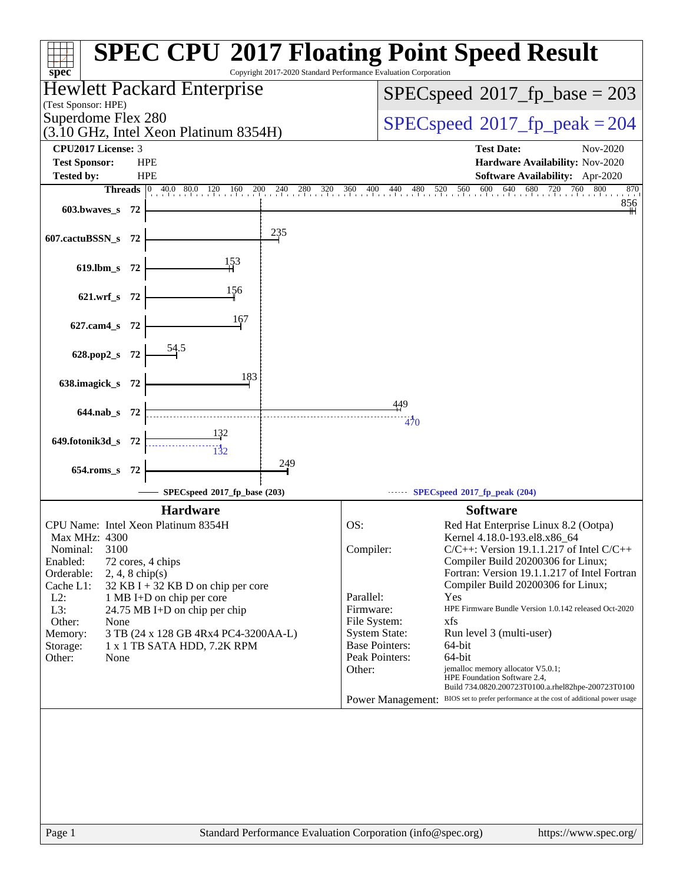# SPEC CPU 2017 Floating Point Speed Result

Copyright 2017-2020 Standard Performance Evaluation Corporation

**Hewlett Packard Enterprise**
(Test Sponsor: HPE)
**Superdome Flex 280**
(3.10 GHz, Intel Xeon Platinum 8354H)

**SPECspeed 2017_fp_base = 203**

**SPECspeed 2017_fp_peak = 204**

| | | | |
|---|---|---|---|
| **CPU2017 License:** | 3 | **Test Date:** | Nov-2020 |
| **Test Sponsor:** | HPE | **Hardware Availability:** | Nov-2020 |
| **Tested by:** | HPE | **Software Availability:** | Apr-2020 |

| Benchmark | Threads | Base | Peak |
|---|---|---|---|
| 603.bwaves_s | 72 | 856 | |
| 607.cactuBSSN_s | 72 | 235 | |
| 619.lbm_s | 72 | 153 | |
| 621.wrf_s | 72 | 156 | |
| 627.cam4_s | 72 | 167 | |
| 628.pop2_s | 72 | 54.5 | |
| 638.imagick_s | 72 | 183 | |
| 644.nab_s | 72 | 449 | 470 |
| 649.fotonik3d_s | 72 | 132 | 132 |
| 654.roms_s | 72 | 249 | |

SPECspeed 2017_fp_base (203) — SPECspeed 2017_fp_peak (204)

## Hardware

| | |
|---|---|
| CPU Name: | Intel Xeon Platinum 8354H |
| Max MHz: | 4300 |
| Nominal: | 3100 |
| Enabled: | 72 cores, 4 chips |
| Orderable: | 2, 4, 8 chip(s) |
| Cache L1: | 32 KB I + 32 KB D on chip per core |
| L2: | 1 MB I+D on chip per core |
| L3: | 24.75 MB I+D on chip per chip |
| Other: | None |
| Memory: | 3 TB (24 x 128 GB 4Rx4 PC4-3200AA-L) |
| Storage: | 1 x 1 TB SATA HDD, 7.2K RPM |
| Other: | None |

## Software

| | |
|---|---|
| OS: | Red Hat Enterprise Linux 8.2 (Ootpa) Kernel 4.18.0-193.el8.x86_64 |
| Compiler: | C/C++: Version 19.1.1.217 of Intel C/C++ Compiler Build 20200306 for Linux; Fortran: Version 19.1.1.217 of Intel Fortran Compiler Build 20200306 for Linux; |
| Parallel: | Yes |
| Firmware: | HPE Firmware Bundle Version 1.0.142 released Oct-2020 |
| File System: | xfs |
| System State: | Run level 3 (multi-user) |
| Base Pointers: | 64-bit |
| Peak Pointers: | 64-bit |
| Other: | jemalloc memory allocator V5.0.1; HPE Foundation Software 2.4, Build 734.0820.200723T0100.a.rhel82hpe-200723T0100 |
| Power Management: | BIOS set to prefer performance at the cost of additional power usage |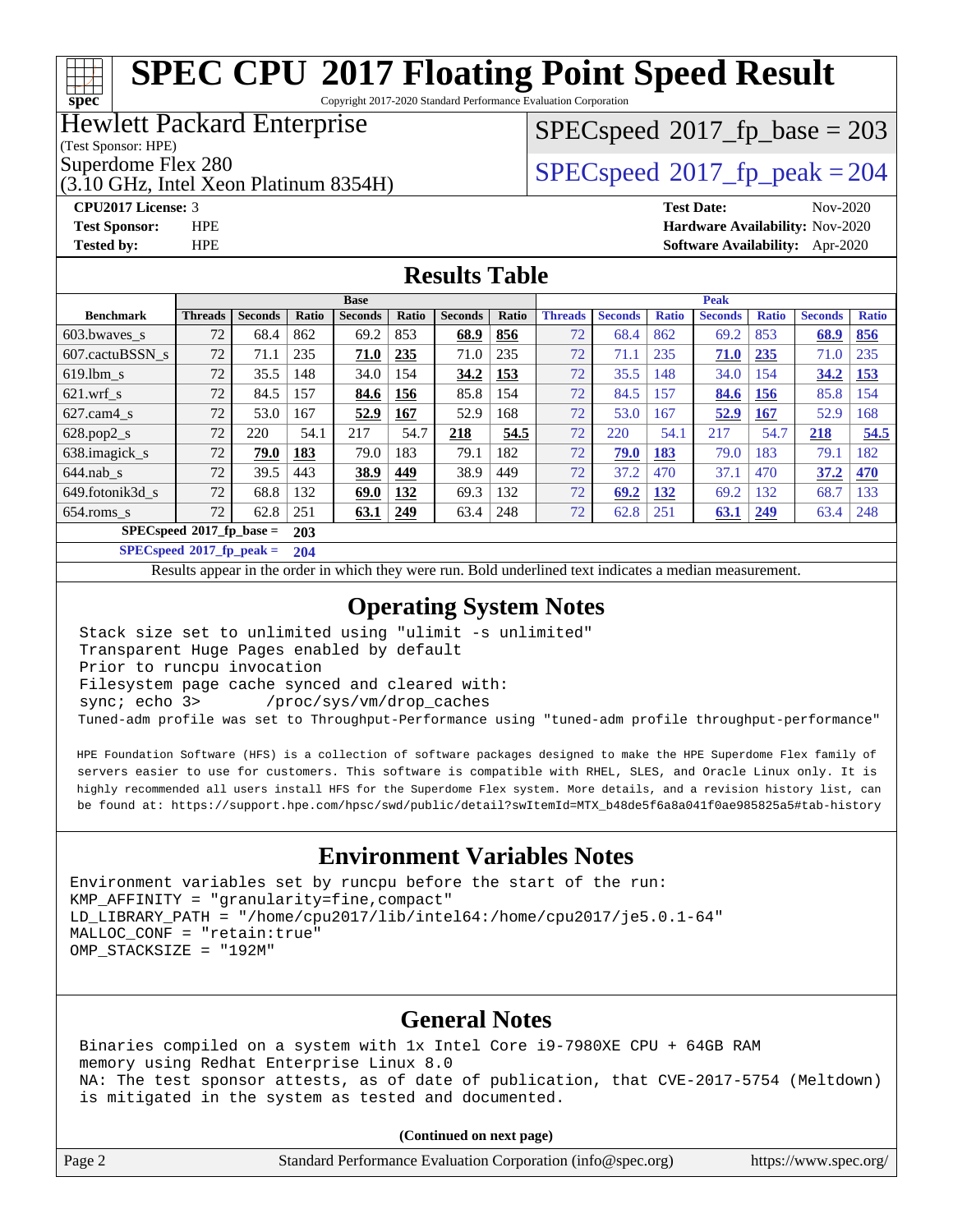# SPEC CPU 2017 Floating Point Speed Result

Copyright 2017-2020 Standard Performance Evaluation Corporation

## Hewlett Packard Enterprise

(Test Sponsor: HPE)

Superdome Flex 280

(3.10 GHz, Intel Xeon Platinum 8354H)

SPECspeed 2017_fp_base = 203

SPECspeed 2017_fp_peak = 204

**CPU2017 License:** 3
**Test Sponsor:** HPE
**Tested by:** HPE

**Test Date:** Nov-2020
**Hardware Availability:** Nov-2020
**Software Availability:** Apr-2020

## Results Table

| Benchmark | Base | | | | | | | Peak | | | | | | |
|---|---|---|---|---|---|---|---|---|---|---|---|---|---|---|
| | Threads | Seconds | Ratio | Seconds | Ratio | Seconds | Ratio | Threads | Seconds | Ratio | Seconds | Ratio | Seconds | Ratio |
| 603.bwaves_s | 72 | 68.4 | 862 | 69.2 | 853 | **68.9** | **856** | 72 | 68.4 | 862 | 69.2 | 853 | **68.9** | **856** |
| 607.cactuBSSN_s | 72 | 71.1 | 235 | **71.0** | **235** | 71.0 | 235 | 72 | 71.1 | 235 | **71.0** | **235** | 71.0 | 235 |
| 619.lbm_s | 72 | 35.5 | 148 | 34.0 | 154 | **34.2** | **153** | 72 | 35.5 | 148 | 34.0 | 154 | **34.2** | **153** |
| 621.wrf_s | 72 | 84.5 | 157 | **84.6** | **156** | 85.8 | 154 | 72 | 84.5 | 157 | **84.6** | **156** | 85.8 | 154 |
| 627.cam4_s | 72 | 53.0 | 167 | **52.9** | **167** | 52.9 | 168 | 72 | 53.0 | 167 | **52.9** | **167** | 52.9 | 168 |
| 628.pop2_s | 72 | 220 | 54.1 | 217 | 54.7 | **218** | **54.5** | 72 | 220 | 54.1 | 217 | 54.7 | **218** | **54.5** |
| 638.imagick_s | 72 | **79.0** | **183** | 79.0 | 183 | 79.1 | 182 | 72 | **79.0** | **183** | 79.0 | 183 | 79.1 | 182 |
| 644.nab_s | 72 | 39.5 | 443 | **38.9** | **449** | 38.9 | 449 | 72 | 37.2 | 470 | 37.1 | 470 | **37.2** | **470** |
| 649.fotonik3d_s | 72 | 68.8 | 132 | **69.0** | **132** | 69.3 | 132 | 72 | **69.2** | **132** | 69.2 | 132 | 68.7 | 133 |
| 654.roms_s | 72 | 62.8 | 251 | **63.1** | **249** | 63.4 | 248 | 72 | 62.8 | 251 | **63.1** | **249** | 63.4 | 248 |

**SPECspeed 2017_fp_base =** **203**

**SPECspeed 2017_fp_peak =** **204**

Results appear in the order in which they were run. Bold underlined text indicates a median measurement.

## Operating System Notes

```
Stack size set to unlimited using "ulimit -s unlimited"
Transparent Huge Pages enabled by default
Prior to runcpu invocation
Filesystem page cache synced and cleared with:
sync; echo 3>       /proc/sys/vm/drop_caches
Tuned-adm profile was set to Throughput-Performance using "tuned-adm profile throughput-performance"
```

HPE Foundation Software (HFS) is a collection of software packages designed to make the HPE Superdome Flex family of servers easier to use for customers. This software is compatible with RHEL, SLES, and Oracle Linux only. It is highly recommended all users install HFS for the Superdome Flex system. More details, and a revision history list, can be found at: https://support.hpe.com/hpsc/swd/public/detail?swItemId=MTX_b48de5f6a8a041f0ae985825a5#tab-history

## Environment Variables Notes

```
Environment variables set by runcpu before the start of the run:
KMP_AFFINITY = "granularity=fine,compact"
LD_LIBRARY_PATH = "/home/cpu2017/lib/intel64:/home/cpu2017/je5.0.1-64"
MALLOC_CONF = "retain:true"
OMP_STACKSIZE = "192M"
```

## General Notes

```
Binaries compiled on a system with 1x Intel Core i9-7980XE CPU + 64GB RAM
memory using Redhat Enterprise Linux 8.0
NA: The test sponsor attests, as of date of publication, that CVE-2017-5754 (Meltdown)
is mitigated in the system as tested and documented.
```

**(Continued on next page)**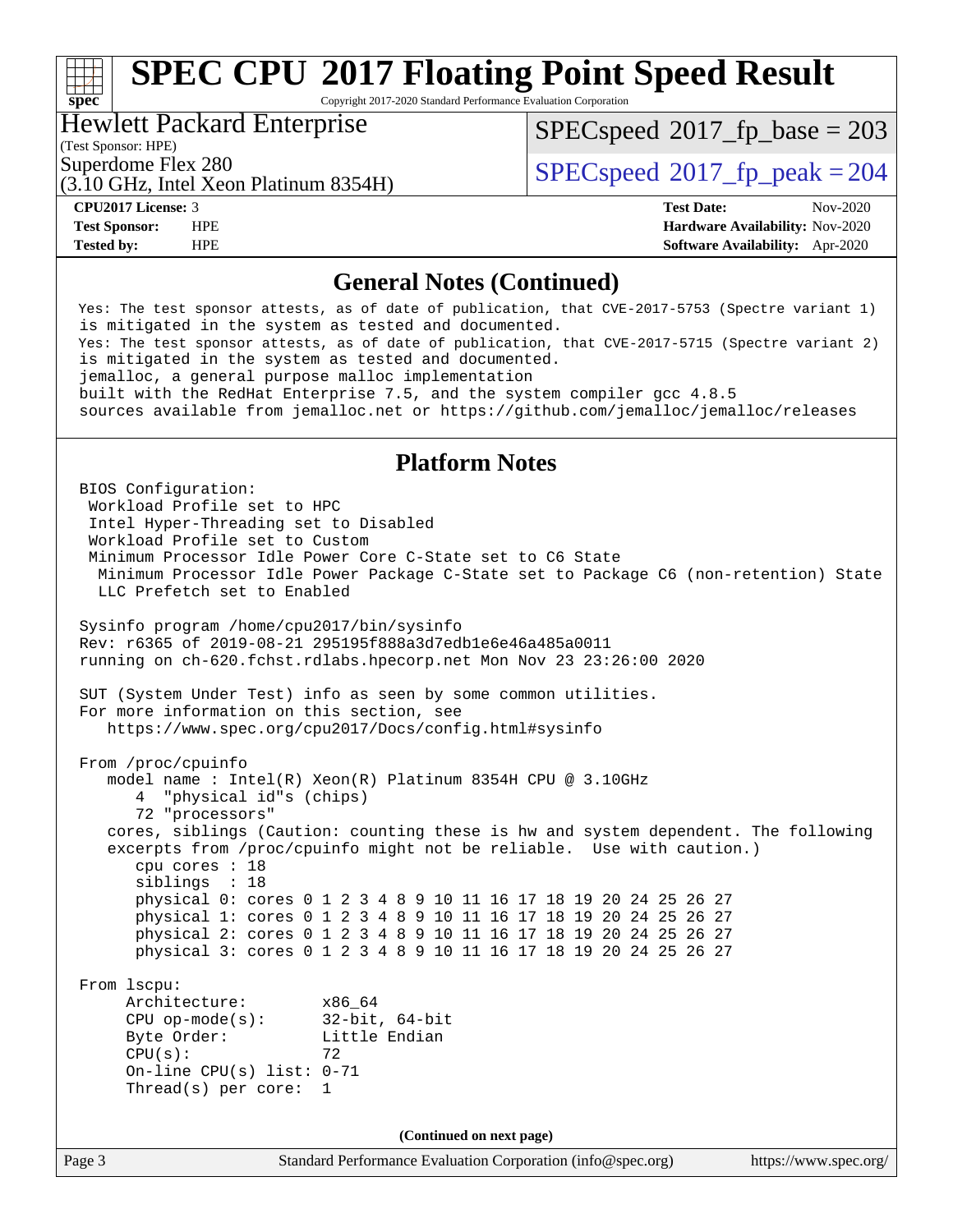# SPEC CPU 2017 Floating Point Speed Result

Copyright 2017-2020 Standard Performance Evaluation Corporation

**Hewlett Packard Enterprise**
(Test Sponsor: HPE)
Superdome Flex 280
(3.10 GHz, Intel Xeon Platinum 8354H)

SPECspeed 2017_fp_base = 203
SPECspeed 2017_fp_peak = 204

| | | | |
|---|---|---|---|
| **CPU2017 License:** | 3 | **Test Date:** | Nov-2020 |
| **Test Sponsor:** | HPE | **Hardware Availability:** | Nov-2020 |
| **Tested by:** | HPE | **Software Availability:** | Apr-2020 |

## General Notes (Continued)

```
Yes: The test sponsor attests, as of date of publication, that CVE-2017-5753 (Spectre variant 1)
is mitigated in the system as tested and documented.
Yes: The test sponsor attests, as of date of publication, that CVE-2017-5715 (Spectre variant 2)
is mitigated in the system as tested and documented.
jemalloc, a general purpose malloc implementation
built with the RedHat Enterprise 7.5, and the system compiler gcc 4.8.5
sources available from jemalloc.net or https://github.com/jemalloc/jemalloc/releases
```

## Platform Notes

```
BIOS Configuration:
 Workload Profile set to HPC
 Intel Hyper-Threading set to Disabled
 Workload Profile set to Custom
 Minimum Processor Idle Power Core C-State set to C6 State
  Minimum Processor Idle Power Package C-State set to Package C6 (non-retention) State
  LLC Prefetch set to Enabled

Sysinfo program /home/cpu2017/bin/sysinfo
Rev: r6365 of 2019-08-21 295195f888a3d7edb1e6e46a485a0011
running on ch-620.fchst.rdlabs.hpecorp.net Mon Nov 23 23:26:00 2020

SUT (System Under Test) info as seen by some common utilities.
For more information on this section, see
   https://www.spec.org/cpu2017/Docs/config.html#sysinfo

From /proc/cpuinfo
   model name : Intel(R) Xeon(R) Platinum 8354H CPU @ 3.10GHz
      4  "physical id"s (chips)
      72 "processors"
   cores, siblings (Caution: counting these is hw and system dependent. The following
   excerpts from /proc/cpuinfo might not be reliable.  Use with caution.)
      cpu cores : 18
      siblings  : 18
      physical 0: cores 0 1 2 3 4 8 9 10 11 16 17 18 19 20 24 25 26 27
      physical 1: cores 0 1 2 3 4 8 9 10 11 16 17 18 19 20 24 25 26 27
      physical 2: cores 0 1 2 3 4 8 9 10 11 16 17 18 19 20 24 25 26 27
      physical 3: cores 0 1 2 3 4 8 9 10 11 16 17 18 19 20 24 25 26 27

From lscpu:
     Architecture:          x86_64
     CPU op-mode(s):        32-bit, 64-bit
     Byte Order:            Little Endian
     CPU(s):                72
     On-line CPU(s) list: 0-71
     Thread(s) per core:  1
```

**(Continued on next page)**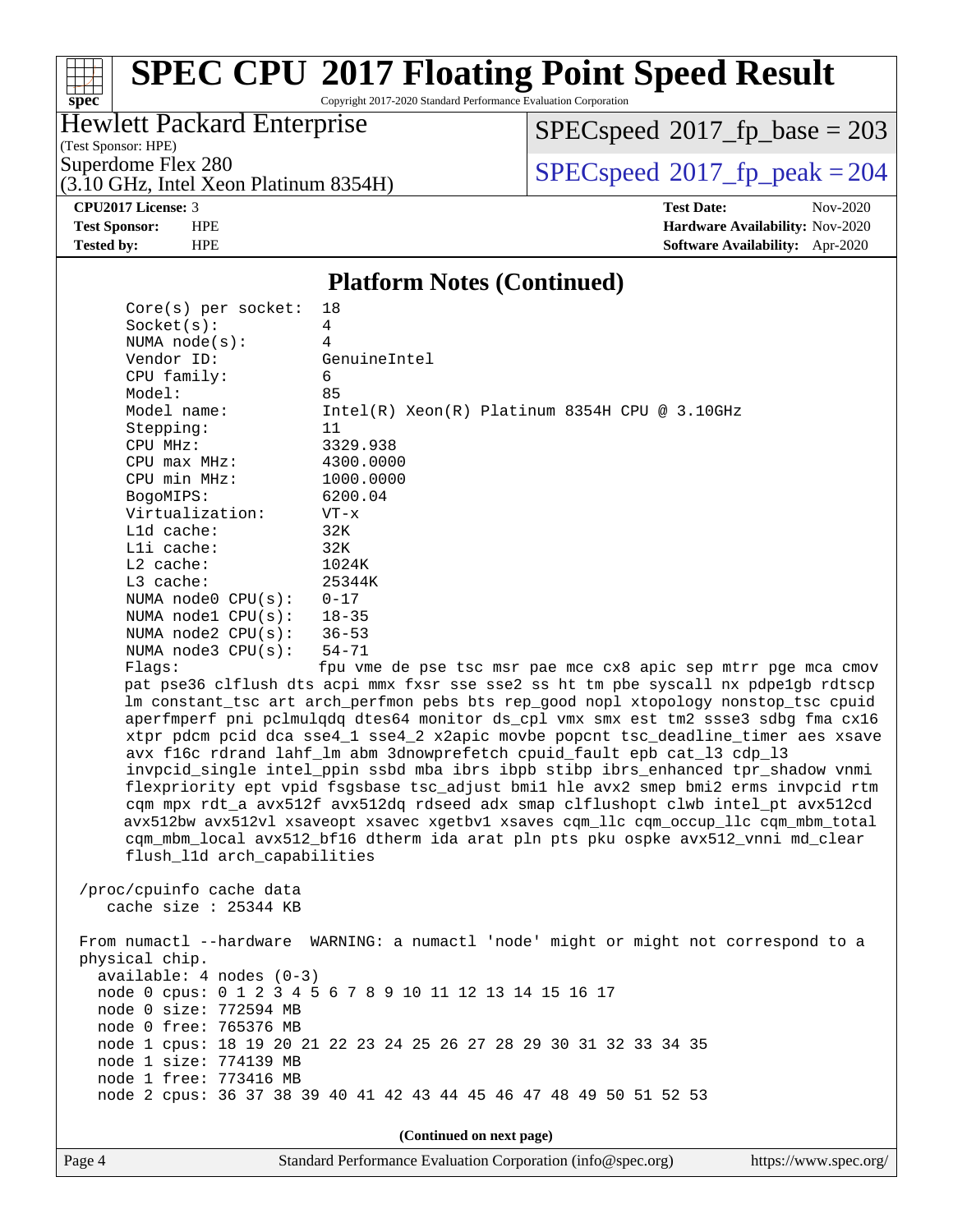# SPEC CPU 2017 Floating Point Speed Result

Copyright 2017-2020 Standard Performance Evaluation Corporation

**Hewlett Packard Enterprise**
(Test Sponsor: HPE)
Superdome Flex 280
(3.10 GHz, Intel Xeon Platinum 8354H)

SPECspeed 2017_fp_base = 203
SPECspeed 2017_fp_peak = 204

| | | | |
|---|---|---|---|
| **CPU2017 License:** | 3 | **Test Date:** | Nov-2020 |
| **Test Sponsor:** | HPE | **Hardware Availability:** | Nov-2020 |
| **Tested by:** | HPE | **Software Availability:** | Apr-2020 |

## Platform Notes (Continued)

```
      Core(s) per socket:  18
      Socket(s):           4
      NUMA node(s):        4
      Vendor ID:           GenuineIntel
      CPU family:          6
      Model:               85
      Model name:          Intel(R) Xeon(R) Platinum 8354H CPU @ 3.10GHz
      Stepping:            11
      CPU MHz:             3329.938
      CPU max MHz:         4300.0000
      CPU min MHz:         1000.0000
      BogoMIPS:            6200.04
      Virtualization:      VT-x
      L1d cache:           32K
      L1i cache:           32K
      L2 cache:            1024K
      L3 cache:            25344K
      NUMA node0 CPU(s):   0-17
      NUMA node1 CPU(s):   18-35
      NUMA node2 CPU(s):   36-53
      NUMA node3 CPU(s):   54-71
      Flags:               fpu vme de pse tsc msr pae mce cx8 apic sep mtrr pge mca cmov
      pat pse36 clflush dts acpi mmx fxsr sse sse2 ss ht tm pbe syscall nx pdpe1gb rdtscp
      lm constant_tsc art arch_perfmon pebs bts rep_good nopl xtopology nonstop_tsc cpuid
      aperfmperf pni pclmulqdq dtes64 monitor ds_cpl vmx smx est tm2 ssse3 sdbg fma cx16
      xtpr pdcm pcid dca sse4_1 sse4_2 x2apic movbe popcnt tsc_deadline_timer aes xsave
      avx f16c rdrand lahf_lm abm 3dnowprefetch cpuid_fault epb cat_l3 cdp_l3
      invpcid_single intel_ppin ssbd mba ibrs ibpb stibp ibrs_enhanced tpr_shadow vnmi
      flexpriority ept vpid fsgsbase tsc_adjust bmi1 hle avx2 smep bmi2 erms invpcid rtm
      cqm mpx rdt_a avx512f avx512dq rdseed adx smap clflushopt clwb intel_pt avx512cd
      avx512bw avx512vl xsaveopt xsavec xgetbv1 xsaves cqm_llc cqm_occup_llc cqm_mbm_total
      cqm_mbm_local avx512_bf16 dtherm ida arat pln pts pku ospke avx512_vnni md_clear
      flush_l1d arch_capabilities

 /proc/cpuinfo cache data
    cache size : 25344 KB

 From numactl --hardware  WARNING: a numactl 'node' might or might not correspond to a
 physical chip.
   available: 4 nodes (0-3)
   node 0 cpus: 0 1 2 3 4 5 6 7 8 9 10 11 12 13 14 15 16 17
   node 0 size: 772594 MB
   node 0 free: 765376 MB
   node 1 cpus: 18 19 20 21 22 23 24 25 26 27 28 29 30 31 32 33 34 35
   node 1 size: 774139 MB
   node 1 free: 773416 MB
   node 2 cpus: 36 37 38 39 40 41 42 43 44 45 46 47 48 49 50 51 52 53
```

(Continued on next page)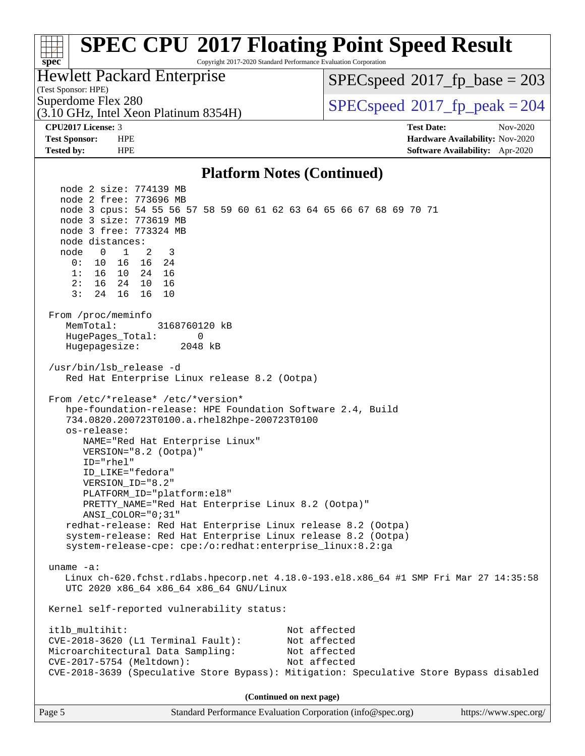## Platform Notes (Continued)

```
   node 2 size: 774139 MB
   node 2 free: 773696 MB
   node 3 cpus: 54 55 56 57 58 59 60 61 62 63 64 65 66 67 68 69 70 71
   node 3 size: 773619 MB
   node 3 free: 773324 MB
   node distances:
   node   0   1   2   3
     0:  10  16  16  24
     1:  16  10  24  16
     2:  16  24  10  16
     3:  24  16  16  10

 From /proc/meminfo
    MemTotal:       3168760120 kB
    HugePages_Total:       0
    Hugepagesize:       2048 kB

 /usr/bin/lsb_release -d
    Red Hat Enterprise Linux release 8.2 (Ootpa)

 From /etc/*release* /etc/*version*
    hpe-foundation-release: HPE Foundation Software 2.4, Build
    734.0820.200723T0100.a.rhel82hpe-200723T0100
    os-release:
       NAME="Red Hat Enterprise Linux"
       VERSION="8.2 (Ootpa)"
       ID="rhel"
       ID_LIKE="fedora"
       VERSION_ID="8.2"
       PLATFORM_ID="platform:el8"
       PRETTY_NAME="Red Hat Enterprise Linux 8.2 (Ootpa)"
       ANSI_COLOR="0;31"
    redhat-release: Red Hat Enterprise Linux release 8.2 (Ootpa)
    system-release: Red Hat Enterprise Linux release 8.2 (Ootpa)
    system-release-cpe: cpe:/o:redhat:enterprise_linux:8.2:ga

 uname -a:
    Linux ch-620.fchst.rdlabs.hpecorp.net 4.18.0-193.el8.x86_64 #1 SMP Fri Mar 27 14:35:58
    UTC 2020 x86_64 x86_64 x86_64 GNU/Linux

 Kernel self-reported vulnerability status:

 itlb_multihit:                                 Not affected
 CVE-2018-3620 (L1 Terminal Fault):             Not affected
 Microarchitectural Data Sampling:              Not affected
 CVE-2017-5754 (Meltdown):                      Not affected
 CVE-2018-3639 (Speculative Store Bypass): Mitigation: Speculative Store Bypass disabled
```

**(Continued on next page)**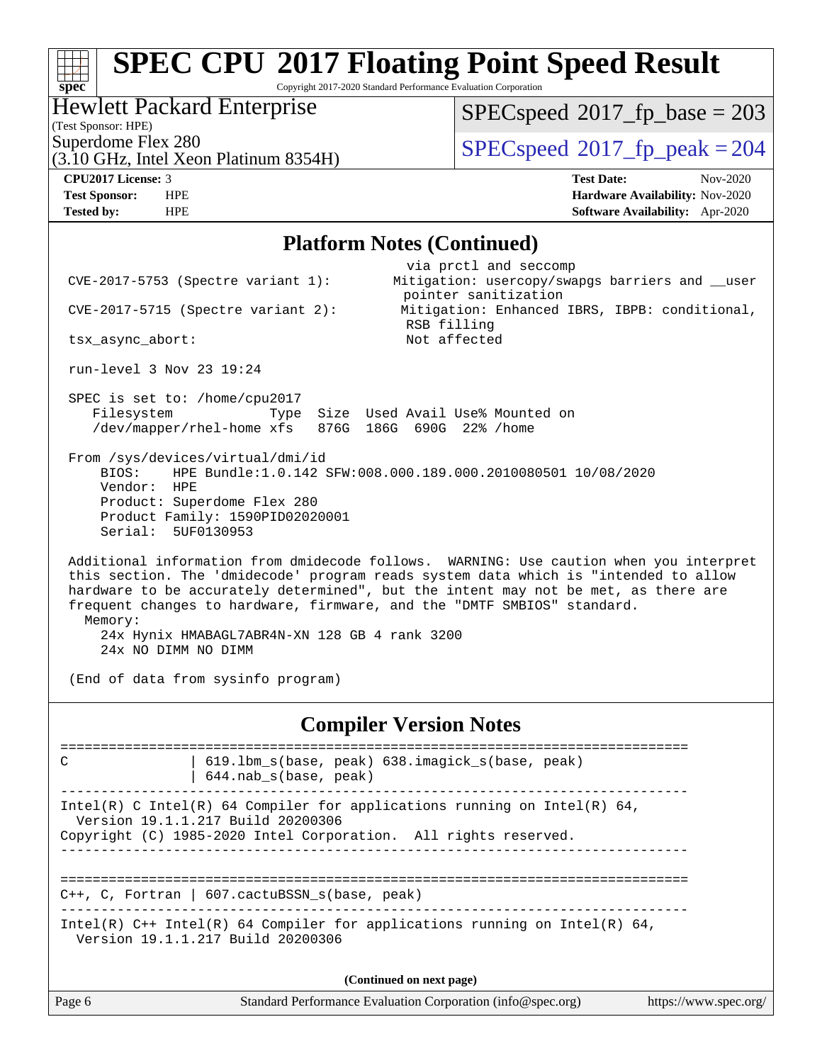## Platform Notes (Continued)

```
                                          via prctl and seccomp
 CVE-2017-5753 (Spectre variant 1):      Mitigation: usercopy/swapgs barriers and __user
                                          pointer sanitization
 CVE-2017-5715 (Spectre variant 2):      Mitigation: Enhanced IBRS, IBPB: conditional,
                                          RSB filling
 tsx_async_abort:                         Not affected

 run-level 3 Nov 23 19:24

 SPEC is set to: /home/cpu2017
    Filesystem            Type  Size  Used Avail Use% Mounted on
    /dev/mapper/rhel-home xfs   876G  186G  690G  22% /home

 From /sys/devices/virtual/dmi/id
     BIOS:    HPE Bundle:1.0.142 SFW:008.000.189.000.2010080501 10/08/2020
     Vendor:  HPE
     Product: Superdome Flex 280
     Product Family: 1590PID02020001
     Serial:  5UF0130953

 Additional information from dmidecode follows.  WARNING: Use caution when you interpret
 this section. The 'dmidecode' program reads system data which is "intended to allow
 hardware to be accurately determined", but the intent may not be met, as there are
 frequent changes to hardware, firmware, and the "DMTF SMBIOS" standard.
   Memory:
     24x Hynix HMABAGL7ABR4N-XN 128 GB 4 rank 3200
     24x NO DIMM NO DIMM

 (End of data from sysinfo program)
```

## Compiler Version Notes

```
==============================================================================
C               | 619.lbm_s(base, peak) 638.imagick_s(base, peak)
                | 644.nab_s(base, peak)
------------------------------------------------------------------------------
Intel(R) C Intel(R) 64 Compiler for applications running on Intel(R) 64,
  Version 19.1.1.217 Build 20200306
Copyright (C) 1985-2020 Intel Corporation.  All rights reserved.
------------------------------------------------------------------------------

==============================================================================
C++, C, Fortran | 607.cactuBSSN_s(base, peak)
------------------------------------------------------------------------------
Intel(R) C++ Intel(R) 64 Compiler for applications running on Intel(R) 64,
  Version 19.1.1.217 Build 20200306
```

(Continued on next page)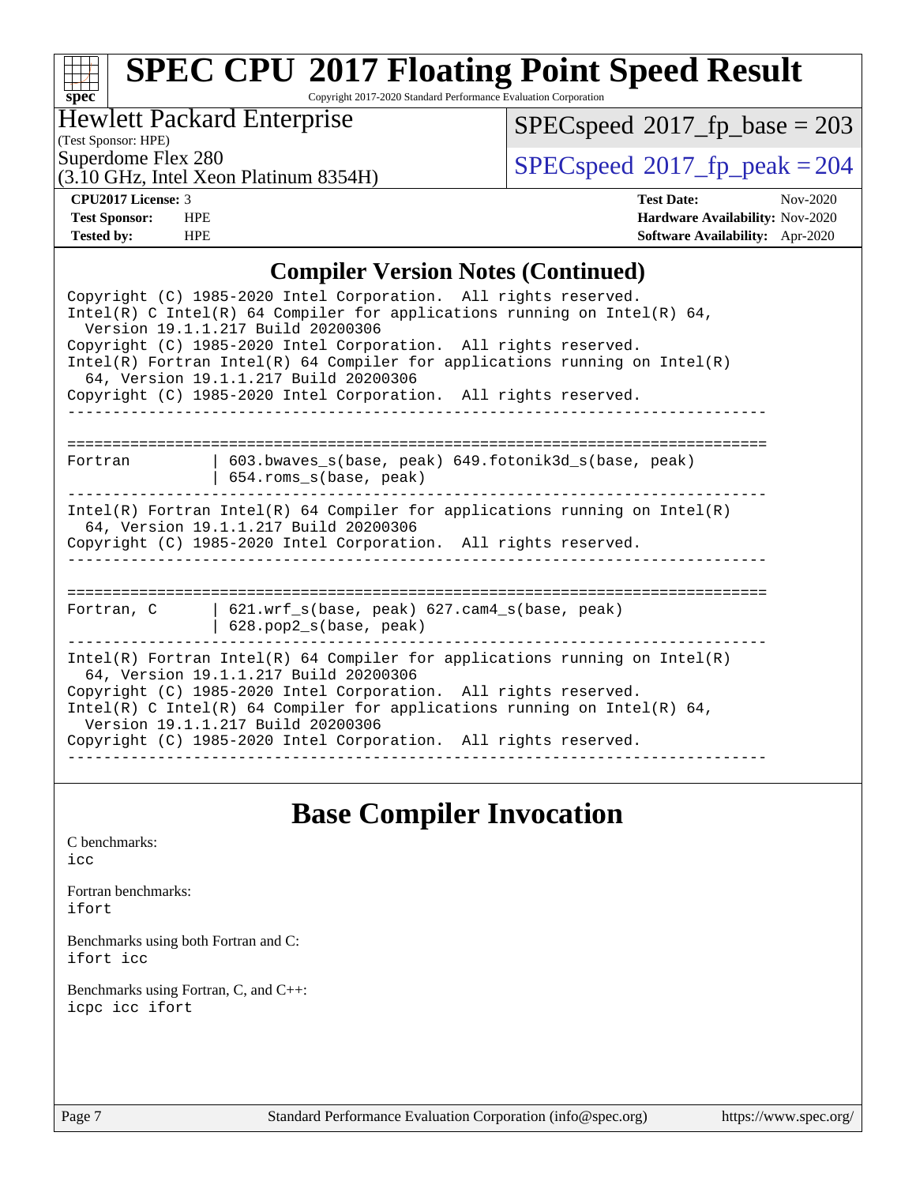## Compiler Version Notes (Continued)

```
Copyright (C) 1985-2020 Intel Corporation.  All rights reserved.
Intel(R) C Intel(R) 64 Compiler for applications running on Intel(R) 64,
  Version 19.1.1.217 Build 20200306
Copyright (C) 1985-2020 Intel Corporation.  All rights reserved.
Intel(R) Fortran Intel(R) 64 Compiler for applications running on Intel(R)
  64, Version 19.1.1.217 Build 20200306
Copyright (C) 1985-2020 Intel Corporation.  All rights reserved.
------------------------------------------------------------------------------

==============================================================================
Fortran         | 603.bwaves_s(base, peak) 649.fotonik3d_s(base, peak)
                | 654.roms_s(base, peak)
------------------------------------------------------------------------------
Intel(R) Fortran Intel(R) 64 Compiler for applications running on Intel(R)
  64, Version 19.1.1.217 Build 20200306
Copyright (C) 1985-2020 Intel Corporation.  All rights reserved.
------------------------------------------------------------------------------

==============================================================================
Fortran, C      | 621.wrf_s(base, peak) 627.cam4_s(base, peak)
                | 628.pop2_s(base, peak)
------------------------------------------------------------------------------
Intel(R) Fortran Intel(R) 64 Compiler for applications running on Intel(R)
  64, Version 19.1.1.217 Build 20200306
Copyright (C) 1985-2020 Intel Corporation.  All rights reserved.
Intel(R) C Intel(R) 64 Compiler for applications running on Intel(R) 64,
  Version 19.1.1.217 Build 20200306
Copyright (C) 1985-2020 Intel Corporation.  All rights reserved.
------------------------------------------------------------------------------
```

## Base Compiler Invocation

C benchmarks:
icc

Fortran benchmarks:
ifort

Benchmarks using both Fortran and C:
ifort icc

Benchmarks using Fortran, C, and C++:
icpc icc ifort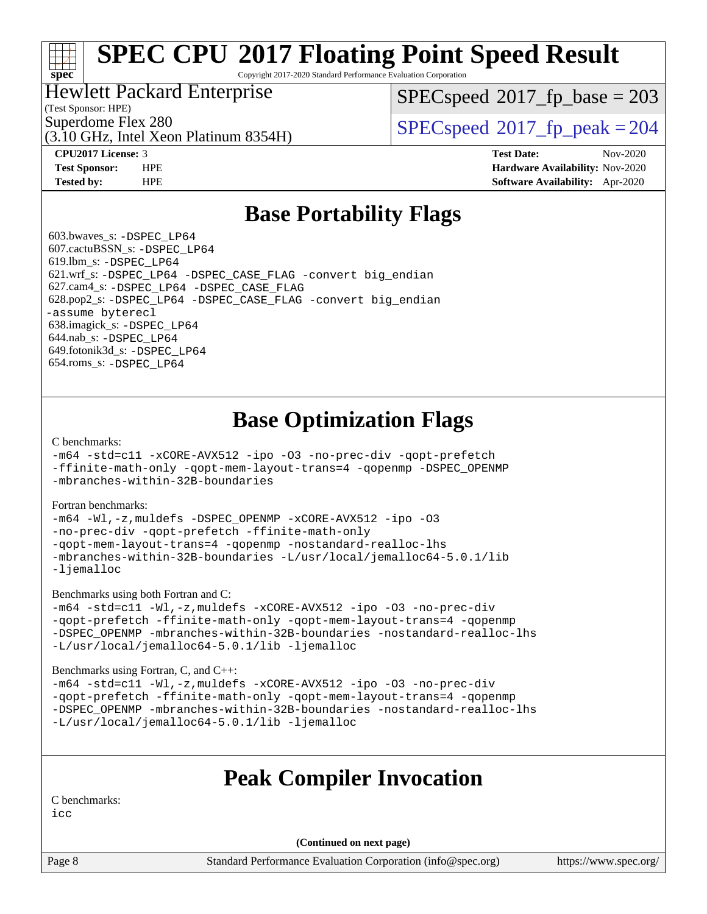# SPEC CPU 2017 Floating Point Speed Result

Copyright 2017-2020 Standard Performance Evaluation Corporation

Hewlett Packard Enterprise
(Test Sponsor: HPE)
Superdome Flex 280
(3.10 GHz, Intel Xeon Platinum 8354H)

SPECspeed 2017_fp_base = 203

SPECspeed 2017_fp_peak = 204

**CPU2017 License:** 3
**Test Sponsor:** HPE
**Tested by:** HPE

**Test Date:** Nov-2020
**Hardware Availability:** Nov-2020
**Software Availability:** Apr-2020

## Base Portability Flags

603.bwaves_s: -DSPEC_LP64
607.cactuBSSN_s: -DSPEC_LP64
619.lbm_s: -DSPEC_LP64
621.wrf_s: -DSPEC_LP64 -DSPEC_CASE_FLAG -convert big_endian
627.cam4_s: -DSPEC_LP64 -DSPEC_CASE_FLAG
628.pop2_s: -DSPEC_LP64 -DSPEC_CASE_FLAG -convert big_endian -assume byterecl
638.imagick_s: -DSPEC_LP64
644.nab_s: -DSPEC_LP64
649.fotonik3d_s: -DSPEC_LP64
654.roms_s: -DSPEC_LP64

## Base Optimization Flags

C benchmarks:
```
-m64 -std=c11 -xCORE-AVX512 -ipo -O3 -no-prec-div -qopt-prefetch
-ffinite-math-only -qopt-mem-layout-trans=4 -qopenmp -DSPEC_OPENMP
-mbranches-within-32B-boundaries
```

Fortran benchmarks:
```
-m64 -Wl,-z,muldefs -DSPEC_OPENMP -xCORE-AVX512 -ipo -O3
-no-prec-div -qopt-prefetch -ffinite-math-only
-qopt-mem-layout-trans=4 -qopenmp -nostandard-realloc-lhs
-mbranches-within-32B-boundaries -L/usr/local/jemalloc64-5.0.1/lib
-ljemalloc
```

Benchmarks using both Fortran and C:
```
-m64 -std=c11 -Wl,-z,muldefs -xCORE-AVX512 -ipo -O3 -no-prec-div
-qopt-prefetch -ffinite-math-only -qopt-mem-layout-trans=4 -qopenmp
-DSPEC_OPENMP -mbranches-within-32B-boundaries -nostandard-realloc-lhs
-L/usr/local/jemalloc64-5.0.1/lib -ljemalloc
```

Benchmarks using Fortran, C, and C++:
```
-m64 -std=c11 -Wl,-z,muldefs -xCORE-AVX512 -ipo -O3 -no-prec-div
-qopt-prefetch -ffinite-math-only -qopt-mem-layout-trans=4 -qopenmp
-DSPEC_OPENMP -mbranches-within-32B-boundaries -nostandard-realloc-lhs
-L/usr/local/jemalloc64-5.0.1/lib -ljemalloc
```

## Peak Compiler Invocation

C benchmarks:
```
icc
```

**(Continued on next page)**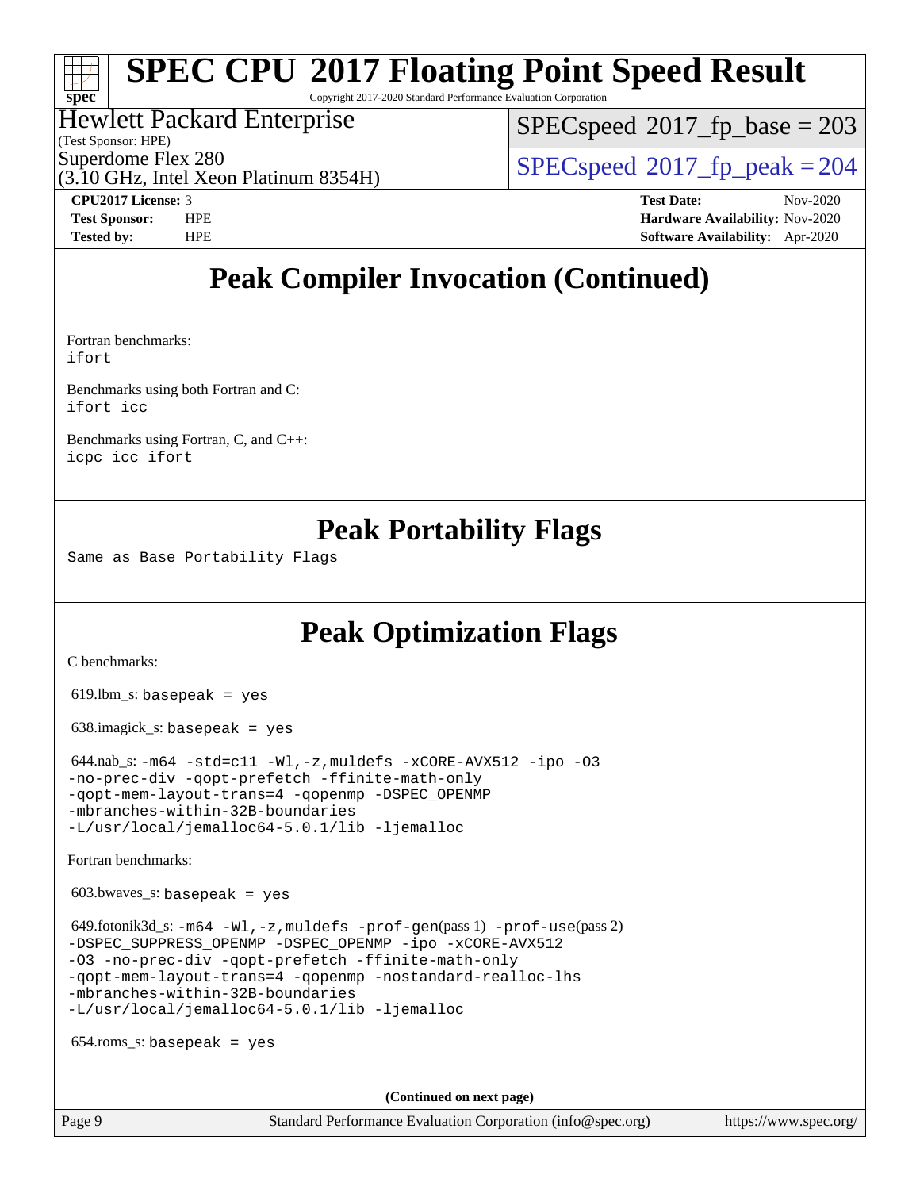# SPEC CPU 2017 Floating Point Speed Result

Copyright 2017-2020 Standard Performance Evaluation Corporation

Hewlett Packard Enterprise
(Test Sponsor: HPE)
Superdome Flex 280
(3.10 GHz, Intel Xeon Platinum 8354H)

SPECspeed 2017_fp_base = 203
SPECspeed 2017_fp_peak = 204

**CPU2017 License:** 3
**Test Sponsor:** HPE
**Tested by:** HPE

**Test Date:** Nov-2020
**Hardware Availability:** Nov-2020
**Software Availability:** Apr-2020

## Peak Compiler Invocation (Continued)

Fortran benchmarks:
`ifort`

Benchmarks using both Fortran and C:
`ifort icc`

Benchmarks using Fortran, C, and C++:
`icpc icc ifort`

## Peak Portability Flags

Same as Base Portability Flags

## Peak Optimization Flags

C benchmarks:

619.lbm_s: `basepeak = yes`

638.imagick_s: `basepeak = yes`

644.nab_s: `-m64 -std=c11 -Wl,-z,muldefs -xCORE-AVX512 -ipo -O3 -no-prec-div -qopt-prefetch -ffinite-math-only -qopt-mem-layout-trans=4 -qopenmp -DSPEC_OPENMP -mbranches-within-32B-boundaries -L/usr/local/jemalloc64-5.0.1/lib -ljemalloc`

Fortran benchmarks:

603.bwaves_s: `basepeak = yes`

649.fotonik3d_s: `-m64 -Wl,-z,muldefs -prof-gen`(pass 1) `-prof-use`(pass 2) `-DSPEC_SUPPRESS_OPENMP -DSPEC_OPENMP -ipo -xCORE-AVX512 -O3 -no-prec-div -qopt-prefetch -ffinite-math-only -qopt-mem-layout-trans=4 -qopenmp -nostandard-realloc-lhs -mbranches-within-32B-boundaries -L/usr/local/jemalloc64-5.0.1/lib -ljemalloc`

654.roms_s: `basepeak = yes`

**(Continued on next page)**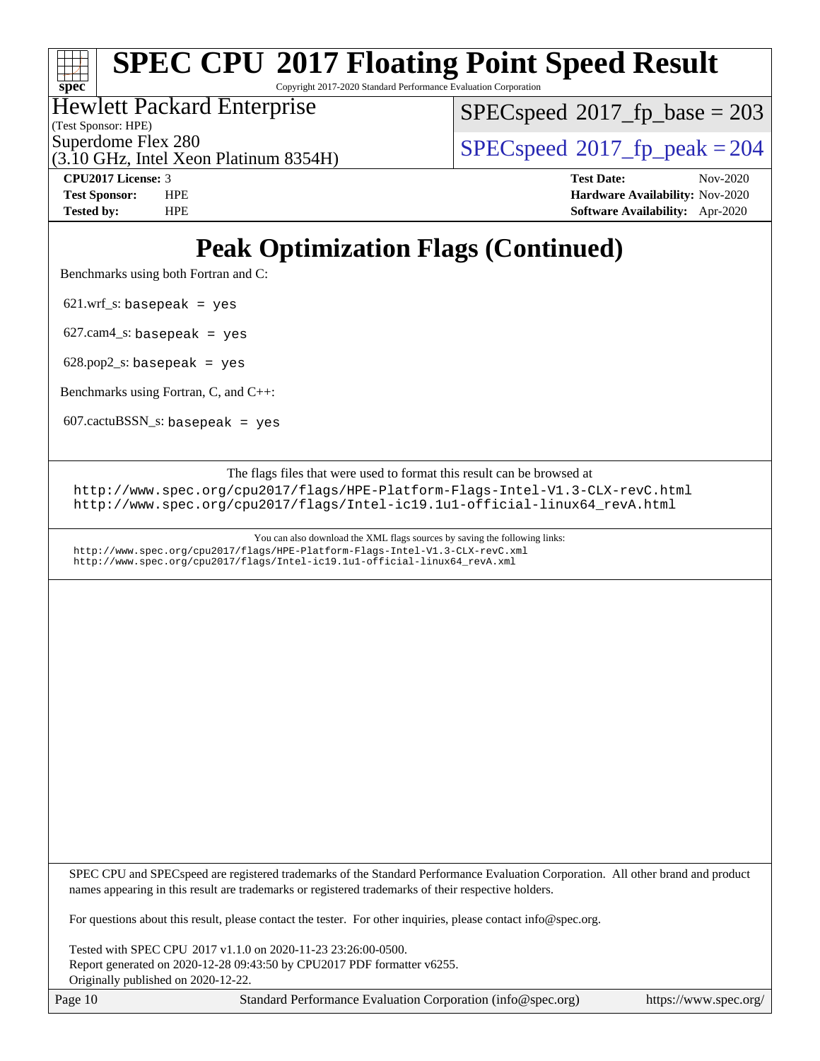# Peak Optimization Flags (Continued)

Benchmarks using both Fortran and C:

621.wrf_s: `basepeak = yes`

627.cam4_s: `basepeak = yes`

628.pop2_s: `basepeak = yes`

Benchmarks using Fortran, C, and C++:

607.cactuBSSN_s: `basepeak = yes`

The flags files that were used to format this result can be browsed at

http://www.spec.org/cpu2017/flags/HPE-Platform-Flags-Intel-V1.3-CLX-revC.html
http://www.spec.org/cpu2017/flags/Intel-ic19.1u1-official-linux64_revA.html

You can also download the XML flags sources by saving the following links:

http://www.spec.org/cpu2017/flags/HPE-Platform-Flags-Intel-V1.3-CLX-revC.xml
http://www.spec.org/cpu2017/flags/Intel-ic19.1u1-official-linux64_revA.xml

SPEC CPU and SPECspeed are registered trademarks of the Standard Performance Evaluation Corporation. All other brand and product names appearing in this result are trademarks or registered trademarks of their respective holders.

For questions about this result, please contact the tester. For other inquiries, please contact info@spec.org.

Tested with SPEC CPU 2017 v1.1.0 on 2020-11-23 23:26:00-0500.
Report generated on 2020-12-28 09:43:50 by CPU2017 PDF formatter v6255.
Originally published on 2020-12-22.